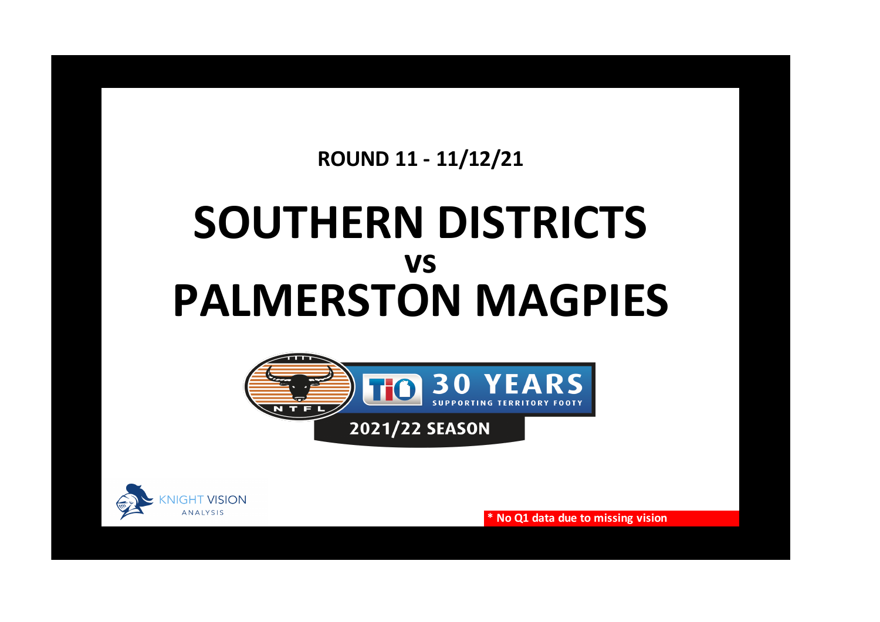**ROUND 11 - 11/12/21**

# SOUTHERN DISTRICTS
## vs
# PALMERSTON MAGPIES

NTFL

TIO 30 YEARS SUPPORTING TERRITORY FOOTY

2021/22 SEASON

KNIGHT VISION ANALYSIS

**\* No Q1 data due to missing vision**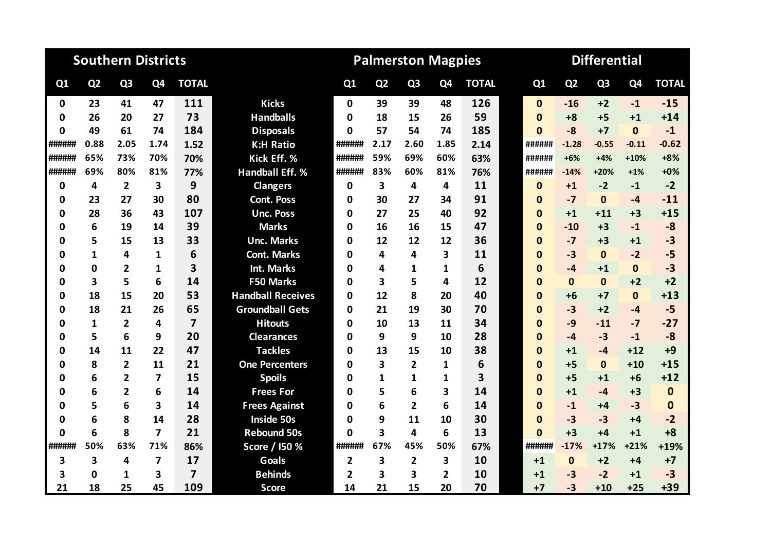| Southern Districts | | | | | | Palmerston Magpies | | | | | Differential | | | | |
|---|---|---|---|---|---|---|---|---|---|---|---|---|---|---|---|
| Q1 | Q2 | Q3 | Q4 | TOTAL | | Q1 | Q2 | Q3 | Q4 | TOTAL | Q1 | Q2 | Q3 | Q4 | TOTAL |
| 0 | 23 | 41 | 47 | 111 | Kicks | 0 | 39 | 39 | 48 | 126 | 0 | -16 | +2 | -1 | -15 |
| 0 | 26 | 20 | 27 | 73 | Handballs | 0 | 18 | 15 | 26 | 59 | 0 | +8 | +5 | +1 | +14 |
| 0 | 49 | 61 | 74 | 184 | Disposals | 0 | 57 | 54 | 74 | 185 | 0 | -8 | +7 | 0 | -1 |
| ###### | 0.88 | 2.05 | 1.74 | 1.52 | K:H Ratio | ###### | 2.17 | 2.60 | 1.85 | 2.14 | ###### | -1.28 | -0.55 | -0.11 | -0.62 |
| ###### | 65% | 73% | 70% | 70% | Kick Eff. % | ###### | 59% | 69% | 60% | 63% | ###### | +6% | +4% | +10% | +8% |
| ###### | 69% | 80% | 81% | 77% | Handball Eff. % | ###### | 83% | 60% | 81% | 76% | ###### | -14% | +20% | +1% | +0% |
| 0 | 4 | 2 | 3 | 9 | Clangers | 0 | 3 | 4 | 4 | 11 | 0 | +1 | -2 | -1 | -2 |
| 0 | 23 | 27 | 30 | 80 | Cont. Poss | 0 | 30 | 27 | 34 | 91 | 0 | -7 | 0 | -4 | -11 |
| 0 | 28 | 36 | 43 | 107 | Unc. Poss | 0 | 27 | 25 | 40 | 92 | 0 | +1 | +11 | +3 | +15 |
| 0 | 6 | 19 | 14 | 39 | Marks | 0 | 16 | 16 | 15 | 47 | 0 | -10 | +3 | -1 | -8 |
| 0 | 5 | 15 | 13 | 33 | Unc. Marks | 0 | 12 | 12 | 12 | 36 | 0 | -7 | +3 | +1 | -3 |
| 0 | 1 | 4 | 1 | 6 | Cont. Marks | 0 | 4 | 4 | 3 | 11 | 0 | -3 | 0 | -2 | -5 |
| 0 | 0 | 2 | 1 | 3 | Int. Marks | 0 | 4 | 1 | 1 | 6 | 0 | -4 | +1 | 0 | -3 |
| 0 | 3 | 5 | 6 | 14 | F50 Marks | 0 | 3 | 5 | 4 | 12 | 0 | 0 | 0 | +2 | +2 |
| 0 | 18 | 15 | 20 | 53 | Handball Receives | 0 | 12 | 8 | 20 | 40 | 0 | +6 | +7 | 0 | +13 |
| 0 | 18 | 21 | 26 | 65 | Groundball Gets | 0 | 21 | 19 | 30 | 70 | 0 | -3 | +2 | -4 | -5 |
| 0 | 1 | 2 | 4 | 7 | Hitouts | 0 | 10 | 13 | 11 | 34 | 0 | -9 | -11 | -7 | -27 |
| 0 | 5 | 6 | 9 | 20 | Clearances | 0 | 9 | 9 | 10 | 28 | 0 | -4 | -3 | -1 | -8 |
| 0 | 14 | 11 | 22 | 47 | Tackles | 0 | 13 | 15 | 10 | 38 | 0 | +1 | -4 | +12 | +9 |
| 0 | 8 | 2 | 11 | 21 | One Percenters | 0 | 3 | 2 | 1 | 6 | 0 | +5 | 0 | +10 | +15 |
| 0 | 6 | 2 | 7 | 15 | Spoils | 0 | 1 | 1 | 1 | 3 | 0 | +5 | +1 | +6 | +12 |
| 0 | 6 | 2 | 6 | 14 | Frees For | 0 | 5 | 6 | 3 | 14 | 0 | +1 | -4 | +3 | 0 |
| 0 | 5 | 6 | 3 | 14 | Frees Against | 0 | 6 | 2 | 6 | 14 | 0 | -1 | +4 | -3 | 0 |
| 0 | 6 | 8 | 14 | 28 | Inside 50s | 0 | 9 | 11 | 10 | 30 | 0 | -3 | -3 | +4 | -2 |
| 0 | 6 | 8 | 7 | 21 | Rebound 50s | 0 | 3 | 4 | 6 | 13 | 0 | +3 | +4 | +1 | +8 |
| ###### | 50% | 63% | 71% | 86% | Score / I50 % | ###### | 67% | 45% | 50% | 67% | ###### | -17% | +17% | +21% | +19% |
| 3 | 3 | 4 | 7 | 17 | Goals | 2 | 3 | 2 | 3 | 10 | +1 | 0 | +2 | +4 | +7 |
| 3 | 0 | 1 | 3 | 7 | Behinds | 2 | 3 | 3 | 2 | 10 | +1 | -3 | -2 | +1 | -3 |
| 21 | 18 | 25 | 45 | 109 | Score | 14 | 21 | 15 | 20 | 70 | +7 | -3 | +10 | +25 | +39 |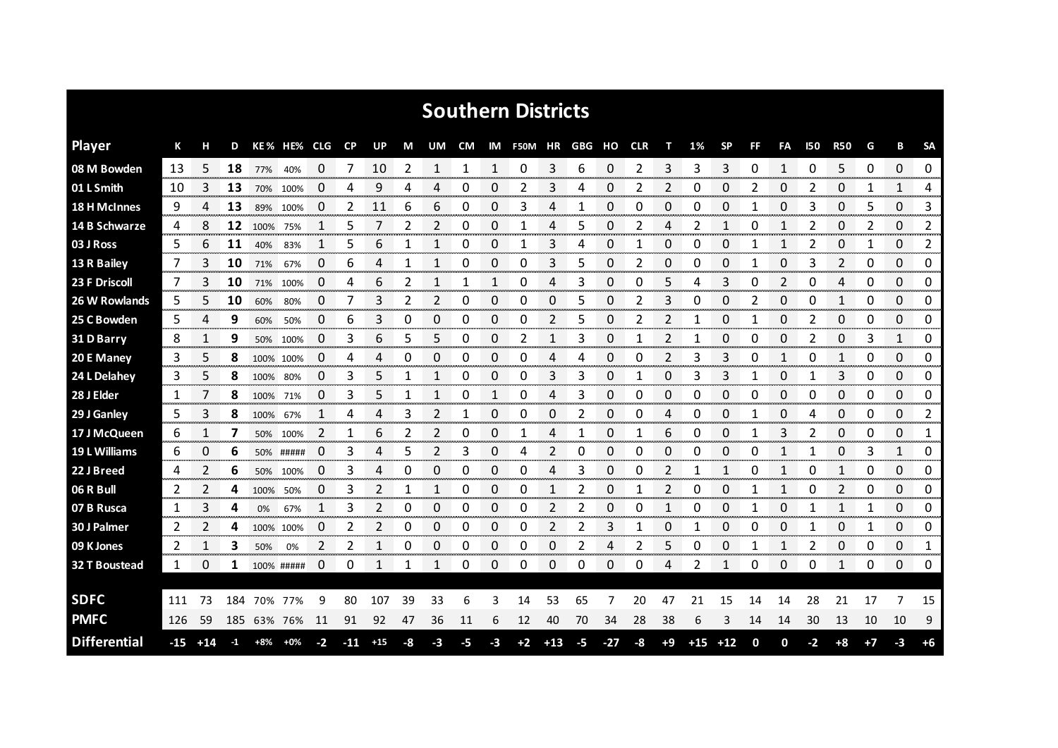# Southern Districts

| Player | K | H | D | KE % | HE% | CLG | CP | UP | M | UM | CM | IM | F50M | HR | GBG | HO | CLR | T | 1% | SP | FF | FA | I50 | R50 | G | B | SA |
|---|---|---|---|---|---|---|---|---|---|---|---|---|---|---|---|---|---|---|---|---|---|---|---|---|---|---|---|
| 08 M Bowden | 13 | 5 | **18** | 77% | 40% | 0 | 7 | 10 | 2 | 1 | 1 | 1 | 0 | 3 | 6 | 0 | 2 | 3 | 3 | 3 | 0 | 1 | 0 | 5 | 0 | 0 | 0 |
| 01 L Smith | 10 | 3 | **13** | 70% | 100% | 0 | 4 | 9 | 4 | 4 | 0 | 0 | 2 | 3 | 4 | 0 | 2 | 2 | 0 | 0 | 2 | 0 | 2 | 0 | 1 | 1 | 4 |
| 18 H McInnes | 9 | 4 | **13** | 89% | 100% | 0 | 2 | 11 | 6 | 6 | 0 | 0 | 3 | 4 | 1 | 0 | 0 | 0 | 0 | 0 | 1 | 0 | 3 | 0 | 5 | 0 | 3 |
| 14 B Schwarze | 4 | 8 | **12** | 100% | 75% | 1 | 5 | 7 | 2 | 2 | 0 | 0 | 1 | 4 | 5 | 0 | 2 | 4 | 2 | 1 | 0 | 1 | 2 | 0 | 2 | 0 | 2 |
| 03 J Ross | 5 | 6 | **11** | 40% | 83% | 1 | 5 | 6 | 1 | 1 | 0 | 0 | 1 | 3 | 4 | 0 | 1 | 0 | 0 | 0 | 1 | 1 | 2 | 0 | 1 | 0 | 2 |
| 13 R Bailey | 7 | 3 | **10** | 71% | 67% | 0 | 6 | 4 | 1 | 1 | 0 | 0 | 0 | 3 | 5 | 0 | 2 | 0 | 0 | 0 | 1 | 0 | 3 | 2 | 0 | 0 | 0 |
| 23 F Driscoll | 7 | 3 | **10** | 71% | 100% | 0 | 4 | 6 | 2 | 1 | 1 | 1 | 0 | 4 | 3 | 0 | 0 | 5 | 4 | 3 | 0 | 2 | 0 | 4 | 0 | 0 | 0 |
| 26 W Rowlands | 5 | 5 | **10** | 60% | 80% | 0 | 7 | 3 | 2 | 2 | 0 | 0 | 0 | 0 | 5 | 0 | 2 | 3 | 0 | 0 | 2 | 0 | 0 | 1 | 0 | 0 | 0 |
| 25 C Bowden | 5 | 4 | **9** | 60% | 50% | 0 | 6 | 3 | 0 | 0 | 0 | 0 | 0 | 2 | 5 | 0 | 2 | 2 | 1 | 0 | 1 | 0 | 2 | 0 | 0 | 0 | 0 |
| 31 D Barry | 8 | 1 | **9** | 50% | 100% | 0 | 3 | 6 | 5 | 5 | 0 | 0 | 2 | 1 | 3 | 0 | 1 | 2 | 1 | 0 | 0 | 0 | 2 | 0 | 3 | 1 | 0 |
| 20 E Maney | 3 | 5 | **8** | 100% | 100% | 0 | 4 | 4 | 0 | 0 | 0 | 0 | 0 | 4 | 4 | 0 | 0 | 2 | 3 | 3 | 0 | 1 | 0 | 1 | 0 | 0 | 0 |
| 24 L Delahey | 3 | 5 | **8** | 100% | 80% | 0 | 3 | 5 | 1 | 1 | 0 | 0 | 0 | 3 | 3 | 0 | 1 | 0 | 3 | 3 | 1 | 0 | 1 | 3 | 0 | 0 | 0 |
| 28 J Elder | 1 | 7 | **8** | 100% | 71% | 0 | 3 | 5 | 1 | 1 | 0 | 1 | 0 | 4 | 3 | 0 | 0 | 0 | 0 | 0 | 0 | 0 | 0 | 0 | 0 | 0 | 0 |
| 29 J Ganley | 5 | 3 | **8** | 100% | 67% | 1 | 4 | 4 | 3 | 2 | 1 | 0 | 0 | 0 | 2 | 0 | 0 | 4 | 0 | 0 | 1 | 0 | 4 | 0 | 0 | 0 | 2 |
| 17 J McQueen | 6 | 1 | **7** | 50% | 100% | 2 | 1 | 6 | 2 | 2 | 0 | 0 | 1 | 4 | 1 | 0 | 1 | 6 | 0 | 0 | 1 | 3 | 2 | 0 | 0 | 0 | 1 |
| 19 L Williams | 6 | 0 | **6** | 50% | ##### | 0 | 3 | 4 | 5 | 2 | 3 | 0 | 4 | 2 | 0 | 0 | 0 | 0 | 0 | 0 | 0 | 1 | 1 | 0 | 3 | 1 | 0 |
| 22 J Breed | 4 | 2 | **6** | 50% | 100% | 0 | 3 | 4 | 0 | 0 | 0 | 0 | 0 | 4 | 3 | 0 | 0 | 2 | 1 | 1 | 0 | 1 | 0 | 1 | 0 | 0 | 0 |
| 06 R Bull | 2 | 2 | **4** | 100% | 50% | 0 | 3 | 2 | 1 | 1 | 0 | 0 | 0 | 1 | 2 | 0 | 1 | 2 | 0 | 0 | 1 | 1 | 0 | 2 | 0 | 0 | 0 |
| 07 B Rusca | 1 | 3 | **4** | 0% | 67% | 1 | 3 | 2 | 0 | 0 | 0 | 0 | 0 | 2 | 2 | 0 | 0 | 1 | 0 | 0 | 1 | 0 | 1 | 1 | 1 | 0 | 0 |
| 30 J Palmer | 2 | 2 | **4** | 100% | 100% | 0 | 2 | 2 | 0 | 0 | 0 | 0 | 0 | 2 | 2 | 3 | 1 | 0 | 1 | 0 | 0 | 0 | 1 | 0 | 1 | 0 | 0 |
| 09 K Jones | 2 | 1 | **3** | 50% | 0% | 2 | 2 | 1 | 0 | 0 | 0 | 0 | 0 | 0 | 2 | 4 | 2 | 5 | 0 | 0 | 1 | 1 | 2 | 0 | 0 | 0 | 1 |
| 32 T Boustead | 1 | 0 | **1** | 100% | ##### | 0 | 0 | 1 | 1 | 1 | 0 | 0 | 0 | 0 | 0 | 0 | 0 | 4 | 2 | 1 | 0 | 0 | 0 | 1 | 0 | 0 | 0 |
| **SDFC** | 111 | 73 | 184 | 70% | 77% | 9 | 80 | 107 | 39 | 33 | 6 | 3 | 14 | 53 | 65 | 7 | 20 | 47 | 21 | 15 | 14 | 14 | 28 | 21 | 17 | 7 | 15 |
| **PMFC** | 126 | 59 | 185 | 63% | 76% | 11 | 91 | 92 | 47 | 36 | 11 | 6 | 12 | 40 | 70 | 34 | 28 | 38 | 6 | 3 | 14 | 14 | 30 | 13 | 10 | 10 | 9 |
| **Differential** | -15 | +14 | -1 | +8% | +0% | -2 | -11 | +15 | -8 | -3 | -5 | -3 | +2 | +13 | -5 | -27 | -8 | +9 | +15 | +12 | 0 | 0 | -2 | +8 | +7 | -3 | +6 |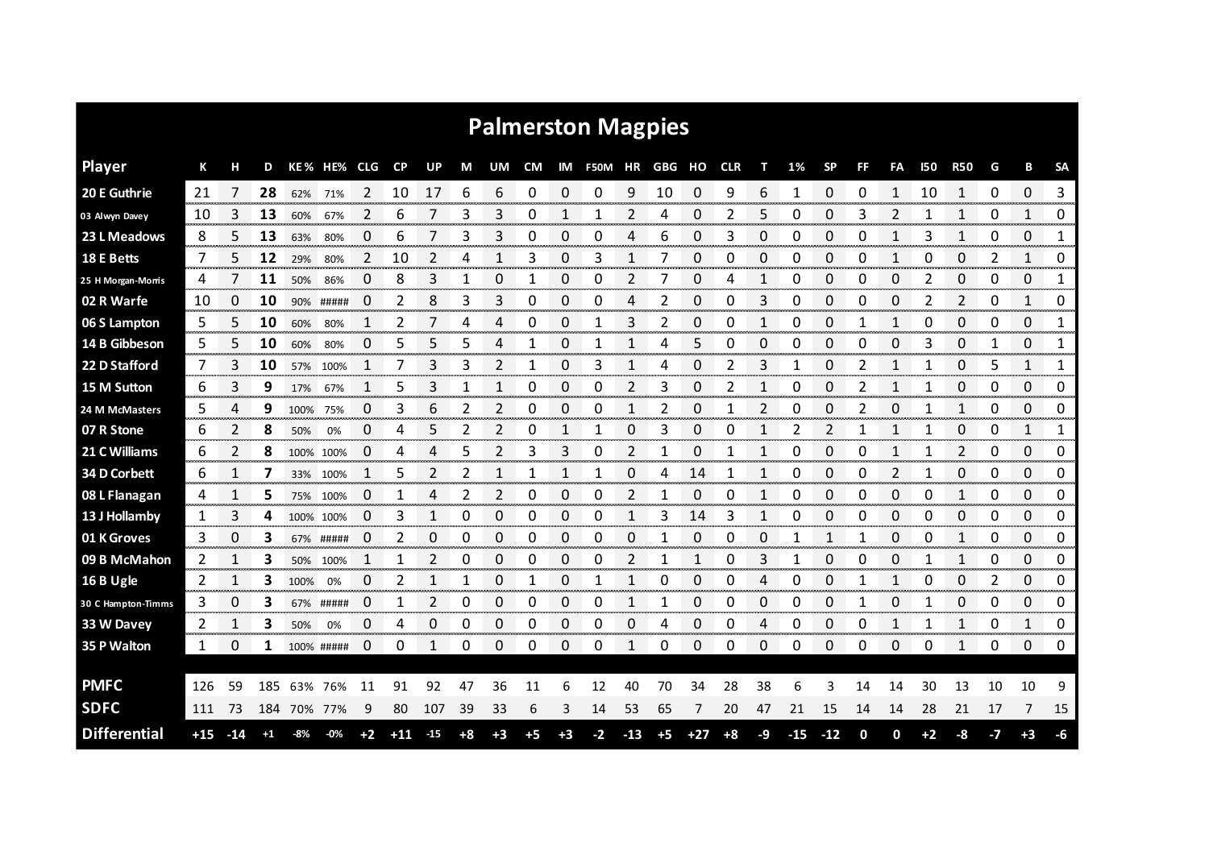# Palmerston Magpies

| Player | K | H | D | KE % | HE% | CLG | CP | UP | M | UM | CM | IM | F50M | HR | GBG | HO | CLR | T | 1% | SP | FF | FA | I50 | R50 | G | B | SA |
|---|---|---|---|---|---|---|---|---|---|---|---|---|---|---|---|---|---|---|---|---|---|---|---|---|---|---|---|
| 20 E Guthrie | 21 | 7 | 28 | 62% | 71% | 2 | 10 | 17 | 6 | 6 | 0 | 0 | 0 | 9 | 10 | 0 | 9 | 6 | 1 | 0 | 0 | 1 | 10 | 1 | 0 | 0 | 3 |
| 03 Alwyn Davey | 10 | 3 | 13 | 60% | 67% | 2 | 6 | 7 | 3 | 3 | 0 | 1 | 1 | 2 | 4 | 0 | 2 | 5 | 0 | 0 | 3 | 2 | 1 | 1 | 0 | 1 | 0 |
| 23 L Meadows | 8 | 5 | 13 | 63% | 80% | 0 | 6 | 7 | 3 | 3 | 0 | 0 | 0 | 4 | 6 | 0 | 3 | 0 | 0 | 0 | 0 | 1 | 3 | 1 | 0 | 0 | 1 |
| 18 E Betts | 7 | 5 | 12 | 29% | 80% | 2 | 10 | 2 | 4 | 1 | 3 | 0 | 3 | 1 | 7 | 0 | 0 | 0 | 0 | 0 | 0 | 1 | 0 | 0 | 2 | 1 | 0 |
| 25 H Morgan-Morris | 4 | 7 | 11 | 50% | 86% | 0 | 8 | 3 | 1 | 0 | 1 | 0 | 0 | 2 | 7 | 0 | 4 | 1 | 0 | 0 | 0 | 0 | 2 | 0 | 0 | 0 | 1 |
| 02 R Warfe | 10 | 0 | 10 | 90% | ##### | 0 | 2 | 8 | 3 | 3 | 0 | 0 | 0 | 4 | 2 | 0 | 0 | 3 | 0 | 0 | 0 | 0 | 2 | 2 | 0 | 1 | 0 |
| 06 S Lampton | 5 | 5 | 10 | 60% | 80% | 1 | 2 | 7 | 4 | 4 | 0 | 0 | 1 | 3 | 2 | 0 | 0 | 1 | 0 | 0 | 1 | 1 | 0 | 0 | 0 | 0 | 1 |
| 14 B Gibbeson | 5 | 5 | 10 | 60% | 80% | 0 | 5 | 5 | 5 | 4 | 1 | 0 | 1 | 1 | 4 | 5 | 0 | 0 | 0 | 0 | 0 | 0 | 3 | 0 | 1 | 0 | 1 |
| 22 D Stafford | 7 | 3 | 10 | 57% | 100% | 1 | 7 | 3 | 3 | 2 | 1 | 0 | 3 | 1 | 4 | 0 | 2 | 3 | 1 | 0 | 2 | 1 | 1 | 0 | 5 | 1 | 1 |
| 15 M Sutton | 6 | 3 | 9 | 17% | 67% | 1 | 5 | 3 | 1 | 1 | 0 | 0 | 0 | 2 | 3 | 0 | 2 | 1 | 0 | 0 | 2 | 1 | 1 | 0 | 0 | 0 | 0 |
| 24 M McMasters | 5 | 4 | 9 | 100% | 75% | 0 | 3 | 6 | 2 | 2 | 0 | 0 | 0 | 1 | 2 | 0 | 1 | 2 | 0 | 0 | 2 | 0 | 1 | 1 | 0 | 0 | 0 |
| 07 R Stone | 6 | 2 | 8 | 50% | 0% | 0 | 4 | 5 | 2 | 2 | 0 | 1 | 1 | 0 | 3 | 0 | 0 | 1 | 2 | 2 | 1 | 1 | 1 | 0 | 0 | 1 | 1 |
| 21 C Williams | 6 | 2 | 8 | 100% | 100% | 0 | 4 | 4 | 5 | 2 | 3 | 3 | 0 | 2 | 1 | 0 | 1 | 1 | 0 | 0 | 0 | 1 | 1 | 2 | 0 | 0 | 0 |
| 34 D Corbett | 6 | 1 | 7 | 33% | 100% | 1 | 5 | 2 | 2 | 1 | 1 | 1 | 1 | 0 | 4 | 14 | 1 | 1 | 0 | 0 | 0 | 2 | 1 | 0 | 0 | 0 | 0 |
| 08 L Flanagan | 4 | 1 | 5 | 75% | 100% | 0 | 1 | 4 | 2 | 2 | 0 | 0 | 0 | 2 | 1 | 0 | 0 | 1 | 0 | 0 | 0 | 0 | 0 | 1 | 0 | 0 | 0 |
| 13 J Hollamby | 1 | 3 | 4 | 100% | 100% | 0 | 3 | 1 | 0 | 0 | 0 | 0 | 0 | 1 | 3 | 14 | 3 | 1 | 0 | 0 | 0 | 0 | 0 | 0 | 0 | 0 | 0 |
| 01 K Groves | 3 | 0 | 3 | 67% | ##### | 0 | 2 | 0 | 0 | 0 | 0 | 0 | 0 | 0 | 1 | 0 | 0 | 0 | 1 | 1 | 1 | 0 | 0 | 1 | 0 | 0 | 0 |
| 09 B McMahon | 2 | 1 | 3 | 50% | 100% | 1 | 1 | 2 | 0 | 0 | 0 | 0 | 0 | 2 | 1 | 1 | 0 | 3 | 1 | 0 | 0 | 0 | 1 | 1 | 0 | 0 | 0 |
| 16 B Ugle | 2 | 1 | 3 | 100% | 0% | 0 | 2 | 1 | 1 | 0 | 1 | 0 | 1 | 1 | 0 | 0 | 0 | 4 | 0 | 0 | 1 | 1 | 0 | 0 | 2 | 0 | 0 |
| 30 C Hampton-Timms | 3 | 0 | 3 | 67% | ##### | 0 | 1 | 2 | 0 | 0 | 0 | 0 | 0 | 1 | 1 | 0 | 0 | 0 | 0 | 0 | 1 | 0 | 1 | 0 | 0 | 0 | 0 |
| 33 W Davey | 2 | 1 | 3 | 50% | 0% | 0 | 4 | 0 | 0 | 0 | 0 | 0 | 0 | 0 | 4 | 0 | 0 | 4 | 0 | 0 | 0 | 1 | 1 | 1 | 0 | 1 | 0 |
| 35 P Walton | 1 | 0 | 1 | 100% | ##### | 0 | 0 | 1 | 0 | 0 | 0 | 0 | 0 | 1 | 0 | 0 | 0 | 0 | 0 | 0 | 0 | 0 | 0 | 1 | 0 | 0 | 0 |
| | | | | | | | | | | | | | | | | | | | | | | | | | | | |
| PMFC | 126 | 59 | 185 | 63% | 76% | 11 | 91 | 92 | 47 | 36 | 11 | 6 | 12 | 40 | 70 | 34 | 28 | 38 | 6 | 3 | 14 | 14 | 30 | 13 | 10 | 10 | 9 |
| SDFC | 111 | 73 | 184 | 70% | 77% | 9 | 80 | 107 | 39 | 33 | 6 | 3 | 14 | 53 | 65 | 7 | 20 | 47 | 21 | 15 | 14 | 14 | 28 | 21 | 17 | 7 | 15 |
| Differential | +15 | -14 | +1 | -8% | -0% | +2 | +11 | -15 | +8 | +3 | +5 | +3 | -2 | -13 | +5 | +27 | +8 | -9 | -15 | -12 | 0 | 0 | +2 | -8 | -7 | +3 | -6 |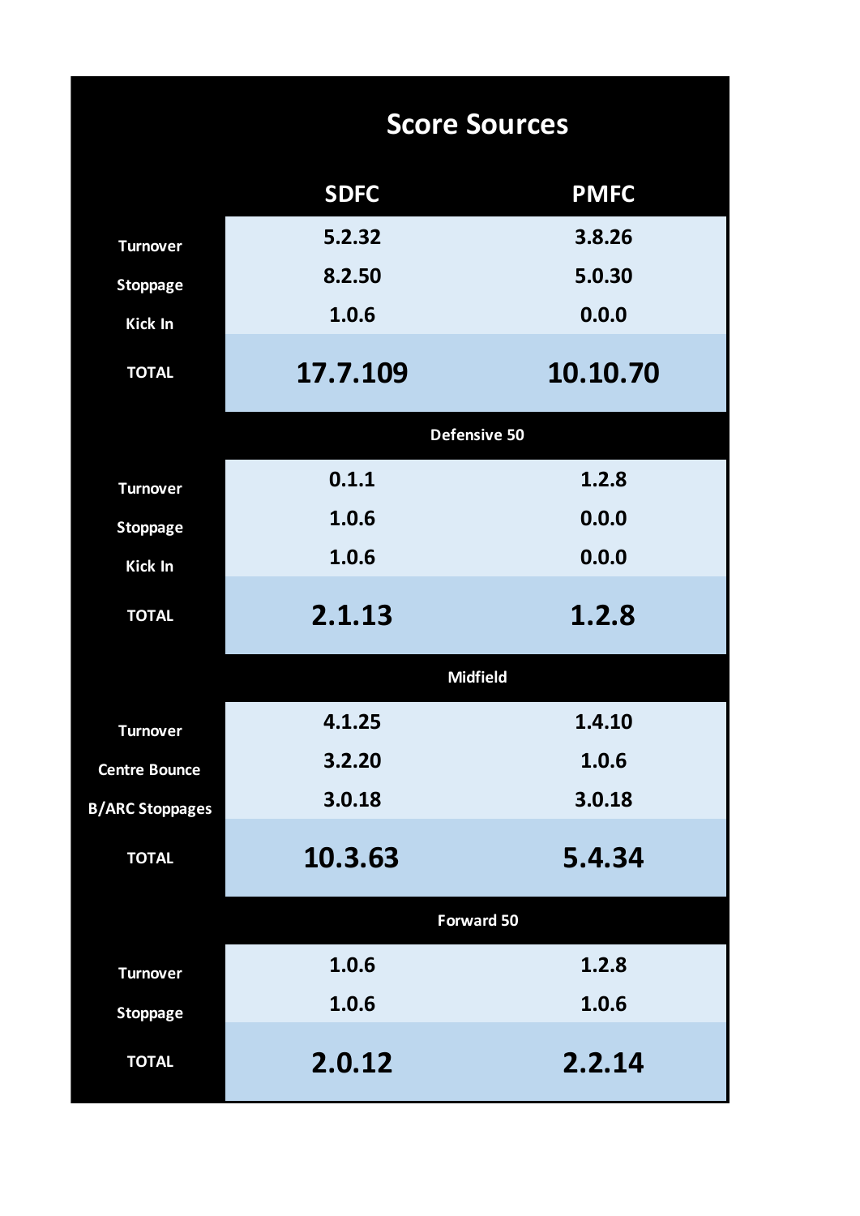## Score Sources

| | SDFC | PMFC |
|---|---|---|
| Turnover | 5.2.32 | 3.8.26 |
| Stoppage | 8.2.50 | 5.0.30 |
| Kick In | 1.0.6 | 0.0.0 |
| **TOTAL** | **17.7.109** | **10.10.70** |
| **Defensive 50** | | |
| Turnover | 0.1.1 | 1.2.8 |
| Stoppage | 1.0.6 | 0.0.0 |
| Kick In | 1.0.6 | 0.0.0 |
| **TOTAL** | **2.1.13** | **1.2.8** |
| **Midfield** | | |
| Turnover | 4.1.25 | 1.4.10 |
| Centre Bounce | 3.2.20 | 1.0.6 |
| B/ARC Stoppages | 3.0.18 | 3.0.18 |
| **TOTAL** | **10.3.63** | **5.4.34** |
| **Forward 50** | | |
| Turnover | 1.0.6 | 1.2.8 |
| Stoppage | 1.0.6 | 1.0.6 |
| **TOTAL** | **2.0.12** | **2.2.14** |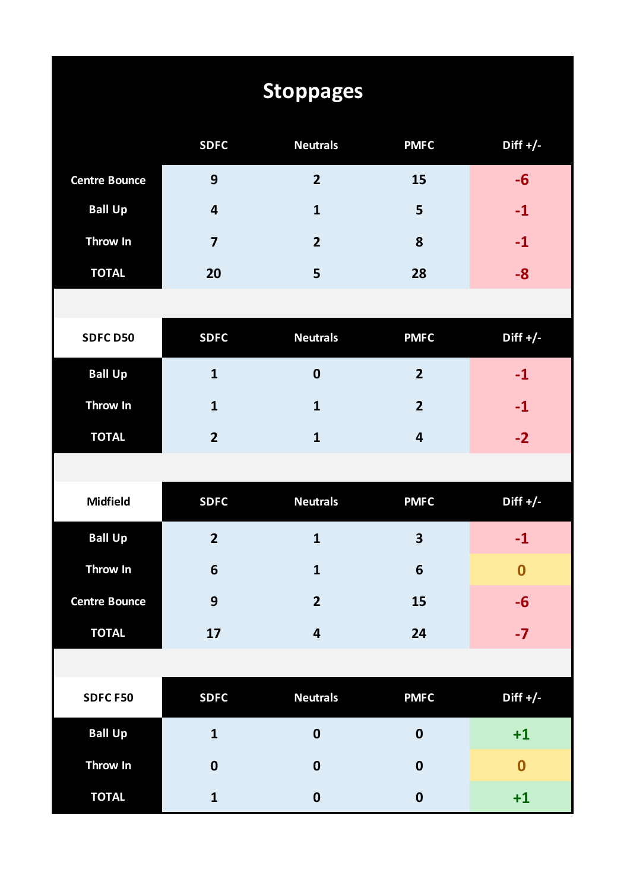# Stoppages

| | SDFC | Neutrals | PMFC | Diff +/- |
|---|---|---|---|---|
| Centre Bounce | 9 | 2 | 15 | -6 |
| Ball Up | 4 | 1 | 5 | -1 |
| Throw In | 7 | 2 | 8 | -1 |
| TOTAL | 20 | 5 | 28 | -8 |

| SDFC D50 | SDFC | Neutrals | PMFC | Diff +/- |
|---|---|---|---|---|
| Ball Up | 1 | 0 | 2 | -1 |
| Throw In | 1 | 1 | 2 | -1 |
| TOTAL | 2 | 1 | 4 | -2 |

| Midfield | SDFC | Neutrals | PMFC | Diff +/- |
|---|---|---|---|---|
| Ball Up | 2 | 1 | 3 | -1 |
| Throw In | 6 | 1 | 6 | 0 |
| Centre Bounce | 9 | 2 | 15 | -6 |
| TOTAL | 17 | 4 | 24 | -7 |

| SDFC F50 | SDFC | Neutrals | PMFC | Diff +/- |
|---|---|---|---|---|
| Ball Up | 1 | 0 | 0 | +1 |
| Throw In | 0 | 0 | 0 | 0 |
| TOTAL | 1 | 0 | 0 | +1 |